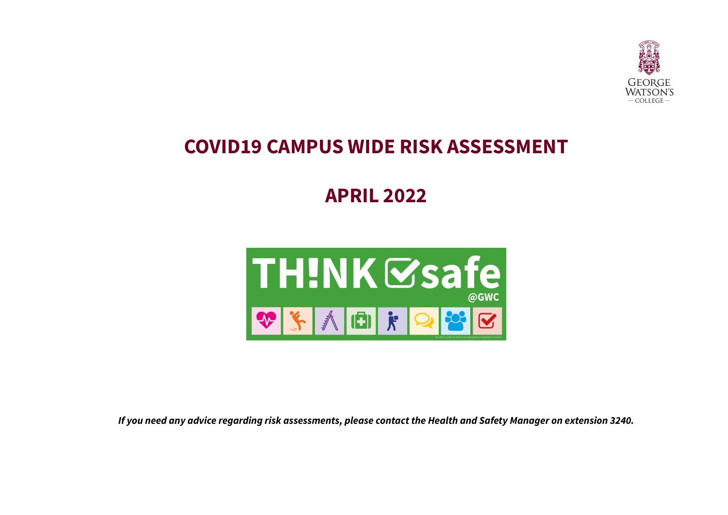# COVID19 CAMPUS WIDE RISK ASSESSMENT

## APRIL 2022

***If you need any advice regarding risk assessments, please contact the Health and Safety Manager on extension 3240.***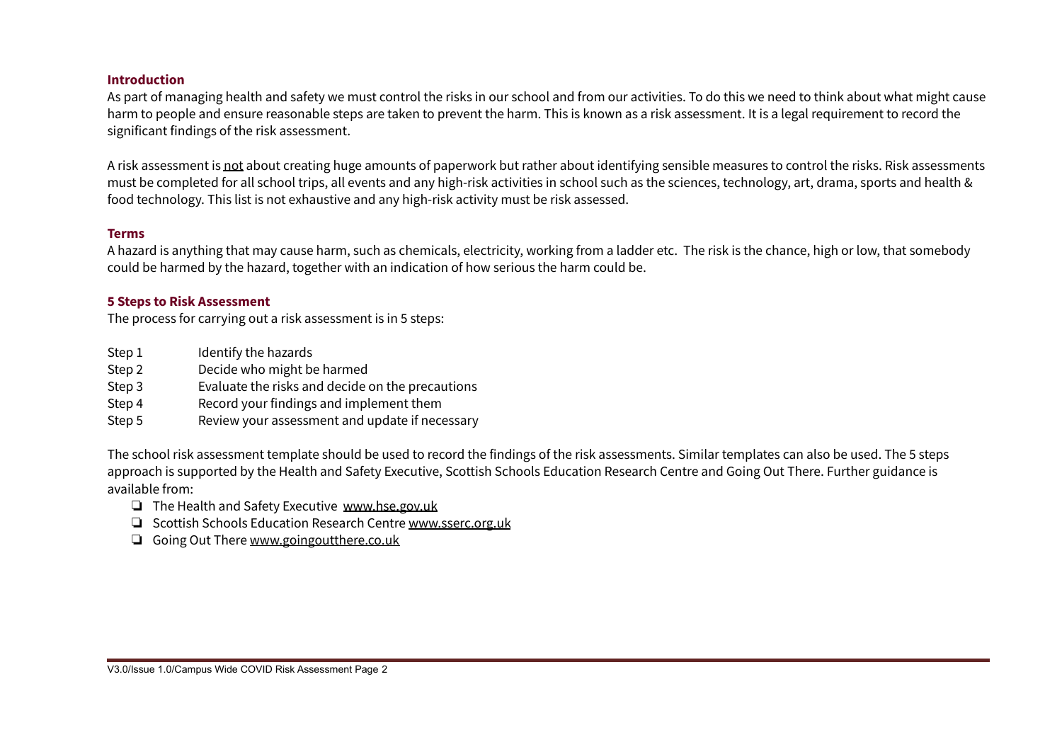## Introduction

As part of managing health and safety we must control the risks in our school and from our activities. To do this we need to think about what might cause harm to people and ensure reasonable steps are taken to prevent the harm. This is known as a risk assessment. It is a legal requirement to record the significant findings of the risk assessment.

A risk assessment is <u>not</u> about creating huge amounts of paperwork but rather about identifying sensible measures to control the risks. Risk assessments must be completed for all school trips, all events and any high-risk activities in school such as the sciences, technology, art, drama, sports and health & food technology. This list is not exhaustive and any high-risk activity must be risk assessed.

## Terms

A hazard is anything that may cause harm, such as chemicals, electricity, working from a ladder etc. The risk is the chance, high or low, that somebody could be harmed by the hazard, together with an indication of how serious the harm could be.

## 5 Steps to Risk Assessment

The process for carrying out a risk assessment is in 5 steps:

- Step 1 Identify the hazards
- Step 2 Decide who might be harmed
- Step 3 Evaluate the risks and decide on the precautions
- Step 4 Record your findings and implement them
- Step 5 Review your assessment and update if necessary

The school risk assessment template should be used to record the findings of the risk assessments. Similar templates can also be used. The 5 steps approach is supported by the Health and Safety Executive, Scottish Schools Education Research Centre and Going Out There. Further guidance is available from:

- ❏ The Health and Safety Executive www.hse.gov.uk
- ❏ Scottish Schools Education Research Centre www.sserc.org.uk
- ❏ Going Out There www.goingoutthere.co.uk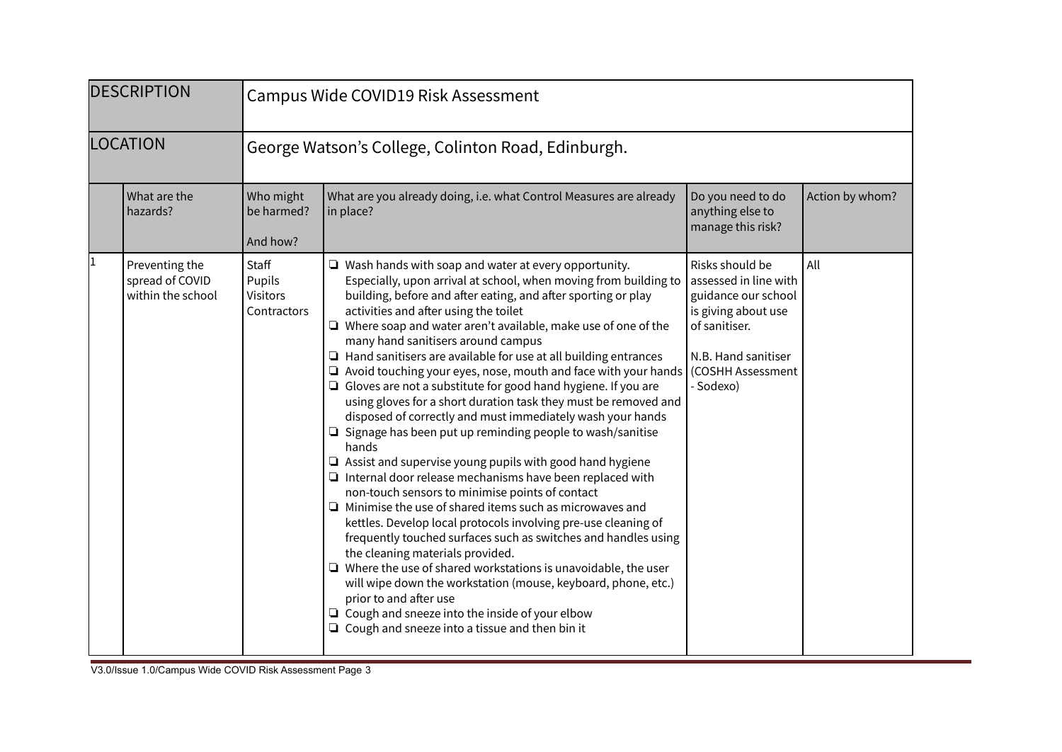| DESCRIPTION | Campus Wide COVID19 Risk Assessment | | | | |
|---|---|---|---|---|---|
| LOCATION | George Watson's College, Colinton Road, Edinburgh. | | | | |
| | What are the hazards? | Who might be harmed?<br><br>And how? | What are you already doing, i.e. what Control Measures are already in place? | Do you need to do anything else to manage this risk? | Action by whom? |
| 1 | Preventing the spread of COVID within the school | Staff<br>Pupils<br>Visitors<br>Contractors | ❏ Wash hands with soap and water at every opportunity. Especially, upon arrival at school, when moving from building to building, before and after eating, and after sporting or play activities and after using the toilet<br>❏ Where soap and water aren't available, make use of one of the many hand sanitisers around campus<br>❏ Hand sanitisers are available for use at all building entrances<br>❏ Avoid touching your eyes, nose, mouth and face with your hands<br>❏ Gloves are not a substitute for good hand hygiene. If you are using gloves for a short duration task they must be removed and disposed of correctly and must immediately wash your hands<br>❏ Signage has been put up reminding people to wash/sanitise hands<br>❏ Assist and supervise young pupils with good hand hygiene<br>❏ Internal door release mechanisms have been replaced with non-touch sensors to minimise points of contact<br>❏ Minimise the use of shared items such as microwaves and kettles. Develop local protocols involving pre-use cleaning of frequently touched surfaces such as switches and handles using the cleaning materials provided.<br>❏ Where the use of shared workstations is unavoidable, the user will wipe down the workstation (mouse, keyboard, phone, etc.) prior to and after use<br>❏ Cough and sneeze into the inside of your elbow<br>❏ Cough and sneeze into a tissue and then bin it | Risks should be assessed in line with guidance our school is giving about use of sanitiser.<br><br>N.B. Hand sanitiser (COSHH Assessment - Sodexo) | All |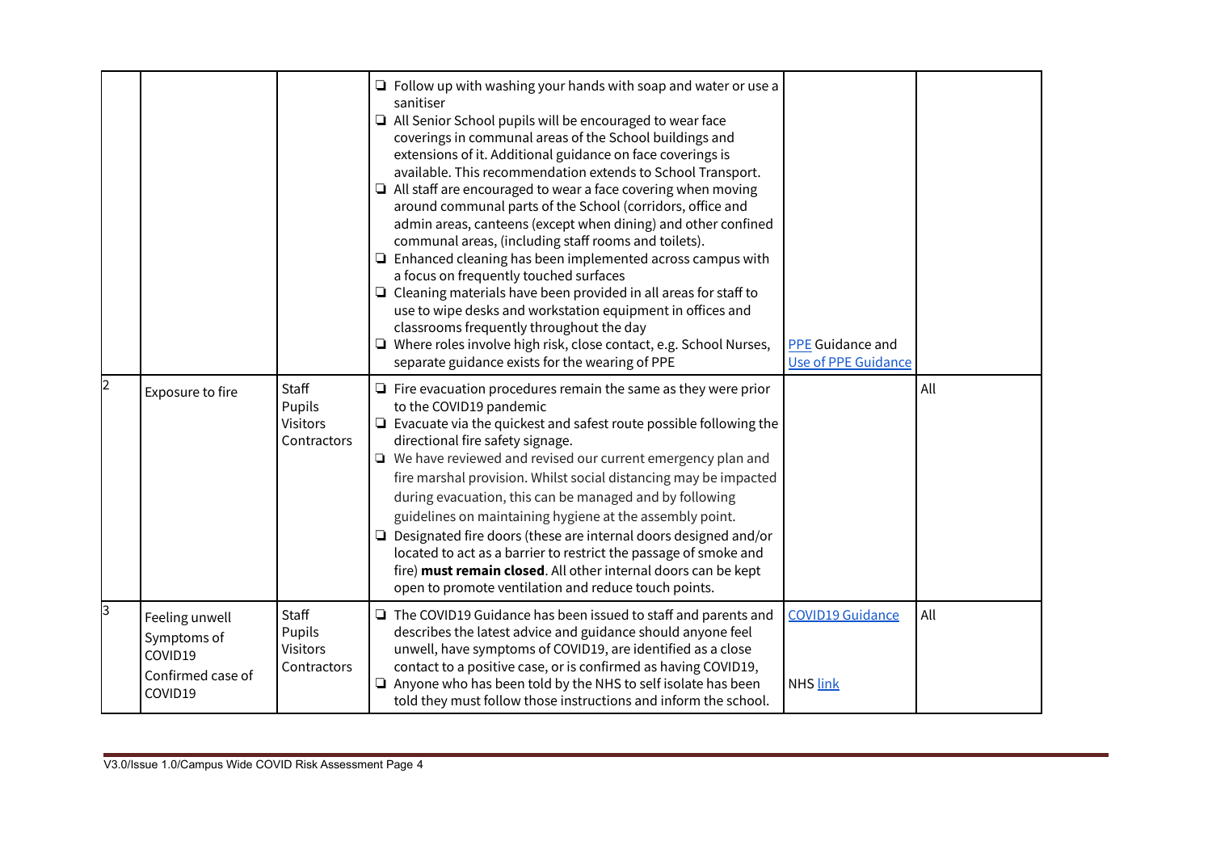| | | | | | |
|---|---|---|---|---|---|
| | | | ❑ Follow up with washing your hands with soap and water or use a sanitiser<br>❑ All Senior School pupils will be encouraged to wear face coverings in communal areas of the School buildings and extensions of it. Additional guidance on face coverings is available. This recommendation extends to School Transport.<br>❑ All staff are encouraged to wear a face covering when moving around communal parts of the School (corridors, office and admin areas, canteens (except when dining) and other confined communal areas, (including staff rooms and toilets).<br>❑ Enhanced cleaning has been implemented across campus with a focus on frequently touched surfaces<br>❑ Cleaning materials have been provided in all areas for staff to use to wipe desks and workstation equipment in offices and classrooms frequently throughout the day<br>❑ Where roles involve high risk, close contact, e.g. School Nurses, separate guidance exists for the wearing of PPE | PPE Guidance and Use of PPE Guidance | |
| 2 | Exposure to fire | Staff<br>Pupils<br>Visitors<br>Contractors | ❑ Fire evacuation procedures remain the same as they were prior to the COVID19 pandemic<br>❑ Evacuate via the quickest and safest route possible following the directional fire safety signage.<br>❑ We have reviewed and revised our current emergency plan and fire marshal provision. Whilst social distancing may be impacted during evacuation, this can be managed and by following guidelines on maintaining hygiene at the assembly point.<br>❑ Designated fire doors (these are internal doors designed and/or located to act as a barrier to restrict the passage of smoke and fire) **must remain closed**. All other internal doors can be kept open to promote ventilation and reduce touch points. | | All |
| 3 | Feeling unwell<br>Symptoms of COVID19<br>Confirmed case of COVID19 | Staff<br>Pupils<br>Visitors<br>Contractors | ❑ The COVID19 Guidance has been issued to staff and parents and describes the latest advice and guidance should anyone feel unwell, have symptoms of COVID19, are identified as a close contact to a positive case, or is confirmed as having COVID19,<br>❑ Anyone who has been told by the NHS to self isolate has been told they must follow those instructions and inform the school. | COVID19 Guidance<br><br>NHS link | All |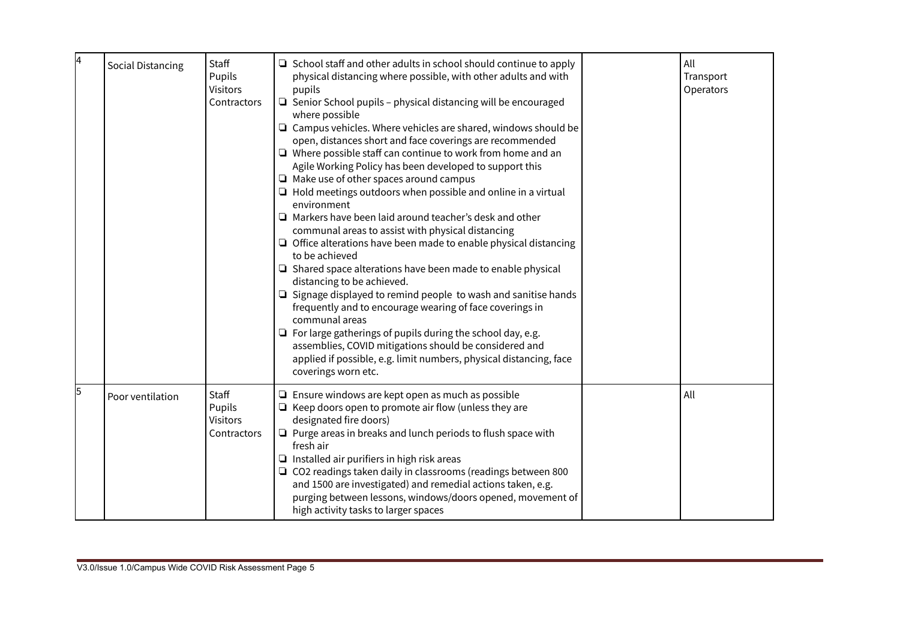| 4 | Social Distancing | Staff<br>Pupils<br>Visitors<br>Contractors | ❏ School staff and other adults in school should continue to apply physical distancing where possible, with other adults and with pupils<br>❏ Senior School pupils – physical distancing will be encouraged where possible<br>❏ Campus vehicles. Where vehicles are shared, windows should be open, distances short and face coverings are recommended<br>❏ Where possible staff can continue to work from home and an Agile Working Policy has been developed to support this<br>❏ Make use of other spaces around campus<br>❏ Hold meetings outdoors when possible and online in a virtual environment<br>❏ Markers have been laid around teacher's desk and other communal areas to assist with physical distancing<br>❏ Office alterations have been made to enable physical distancing to be achieved<br>❏ Shared space alterations have been made to enable physical distancing to be achieved.<br>❏ Signage displayed to remind people to wash and sanitise hands frequently and to encourage wearing of face coverings in communal areas<br>❏ For large gatherings of pupils during the school day, e.g. assemblies, COVID mitigations should be considered and applied if possible, e.g. limit numbers, physical distancing, face coverings worn etc. | | All<br>Transport<br>Operators |
|---|---|---|---|---|---|
| 5 | Poor ventilation | Staff<br>Pupils<br>Visitors<br>Contractors | ❏ Ensure windows are kept open as much as possible<br>❏ Keep doors open to promote air flow (unless they are designated fire doors)<br>❏ Purge areas in breaks and lunch periods to flush space with fresh air<br>❏ Installed air purifiers in high risk areas<br>❏ $CO_2$ readings taken daily in classrooms (readings between 800 and 1500 are investigated) and remedial actions taken, e.g. purging between lessons, windows/doors opened, movement of high activity tasks to larger spaces | | All |

V3.0/Issue 1.0/Campus Wide COVID Risk Assessment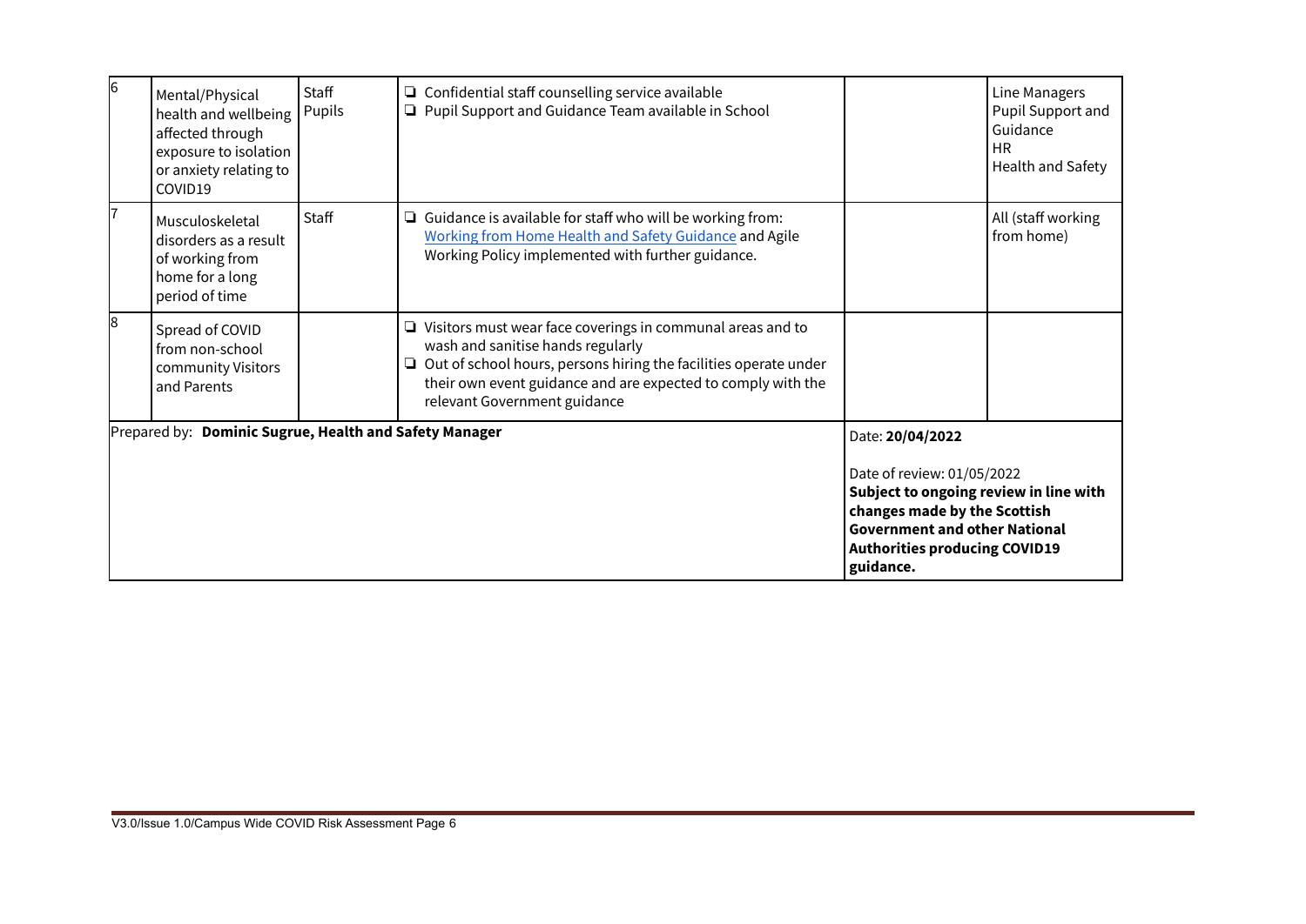| | | | | | |
|---|---|---|---|---|---|
| 6 | Mental/Physical health and wellbeing affected through exposure to isolation or anxiety relating to COVID19 | Staff<br>Pupils | ❏ Confidential staff counselling service available<br>❏ Pupil Support and Guidance Team available in School | | Line Managers<br>Pupil Support and Guidance<br>HR<br>Health and Safety |
| 7 | Musculoskeletal disorders as a result of working from home for a long period of time | Staff | ❏ Guidance is available for staff who will be working from: Working from Home Health and Safety Guidance and Agile Working Policy implemented with further guidance. | | All (staff working from home) |
| 8 | Spread of COVID from non-school community Visitors and Parents | | ❏ Visitors must wear face coverings in communal areas and to wash and sanitise hands regularly<br>❏ Out of school hours, persons hiring the facilities operate under their own event guidance and are expected to comply with the relevant Government guidance | | |
| Prepared by: **Dominic Sugrue, Health and Safety Manager** | | | | Date: **20/04/2022**<br><br>Date of review: 01/05/2022<br>**Subject to ongoing review in line with changes made by the Scottish Government and other National Authorities producing COVID19 guidance.** | |

V3.0/Issue 1.0/Campus Wide COVID Risk Assessment